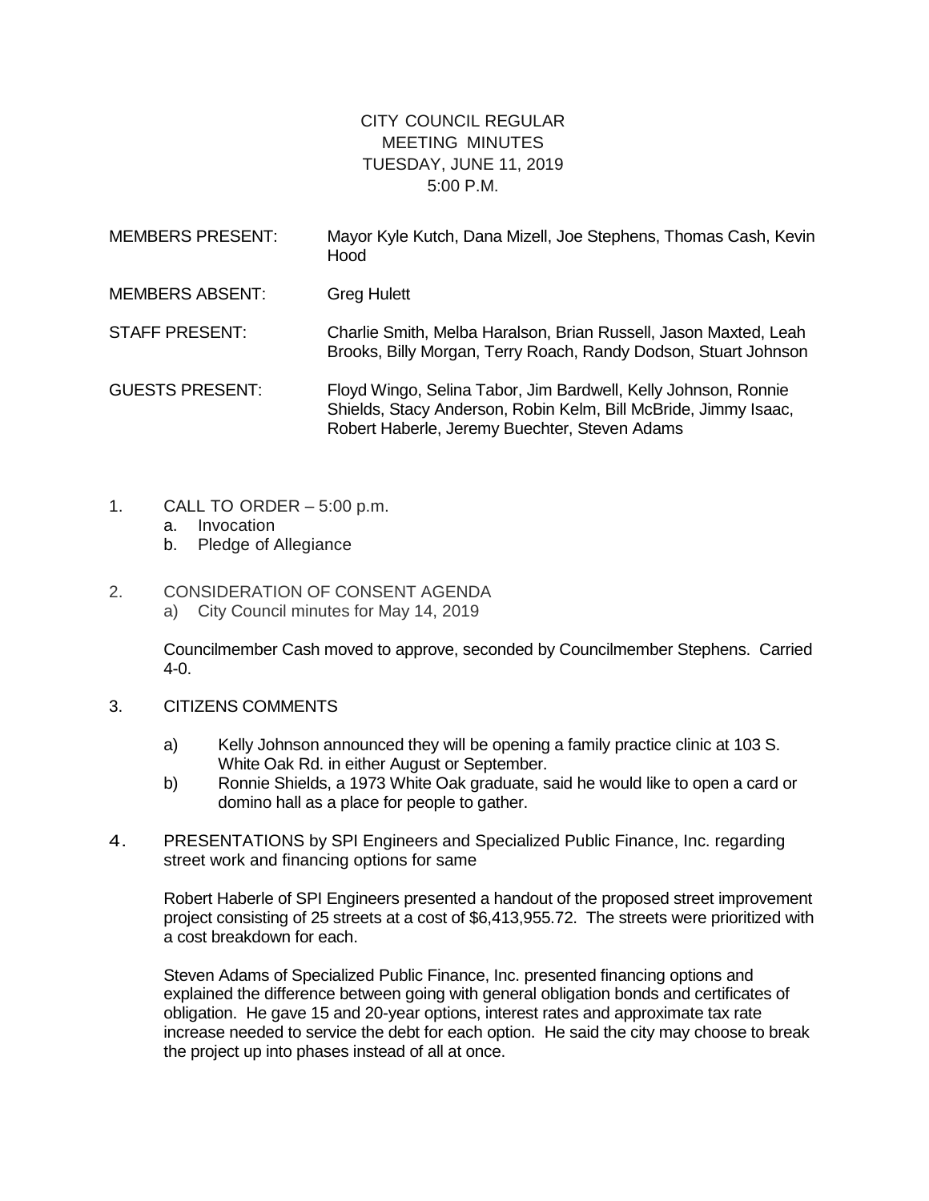# CITY COUNCIL REGULAR MEETING MINUTES
## TUESDAY, JUNE 11, 2019
## 5:00 P.M.

MEMBERS PRESENT: Mayor Kyle Kutch, Dana Mizell, Joe Stephens, Thomas Cash, Kevin Hood

MEMBERS ABSENT: Greg Hulett

STAFF PRESENT: Charlie Smith, Melba Haralson, Brian Russell, Jason Maxted, Leah Brooks, Billy Morgan, Terry Roach, Randy Dodson, Stuart Johnson

GUESTS PRESENT: Floyd Wingo, Selina Tabor, Jim Bardwell, Kelly Johnson, Ronnie Shields, Stacy Anderson, Robin Kelm, Bill McBride, Jimmy Isaac, Robert Haberle, Jeremy Buechter, Steven Adams

1. CALL TO ORDER – 5:00 p.m.
   a. Invocation
   b. Pledge of Allegiance

2. CONSIDERATION OF CONSENT AGENDA
   a) City Council minutes for May 14, 2019

   Councilmember Cash moved to approve, seconded by Councilmember Stephens. Carried 4-0.

3. CITIZENS COMMENTS

   a) Kelly Johnson announced they will be opening a family practice clinic at 103 S. White Oak Rd. in either August or September.
   b) Ronnie Shields, a 1973 White Oak graduate, said he would like to open a card or domino hall as a place for people to gather.

4. PRESENTATIONS by SPI Engineers and Specialized Public Finance, Inc. regarding street work and financing options for same

   Robert Haberle of SPI Engineers presented a handout of the proposed street improvement project consisting of 25 streets at a cost of $6,413,955.72. The streets were prioritized with a cost breakdown for each.

   Steven Adams of Specialized Public Finance, Inc. presented financing options and explained the difference between going with general obligation bonds and certificates of obligation. He gave 15 and 20-year options, interest rates and approximate tax rate increase needed to service the debt for each option. He said the city may choose to break the project up into phases instead of all at once.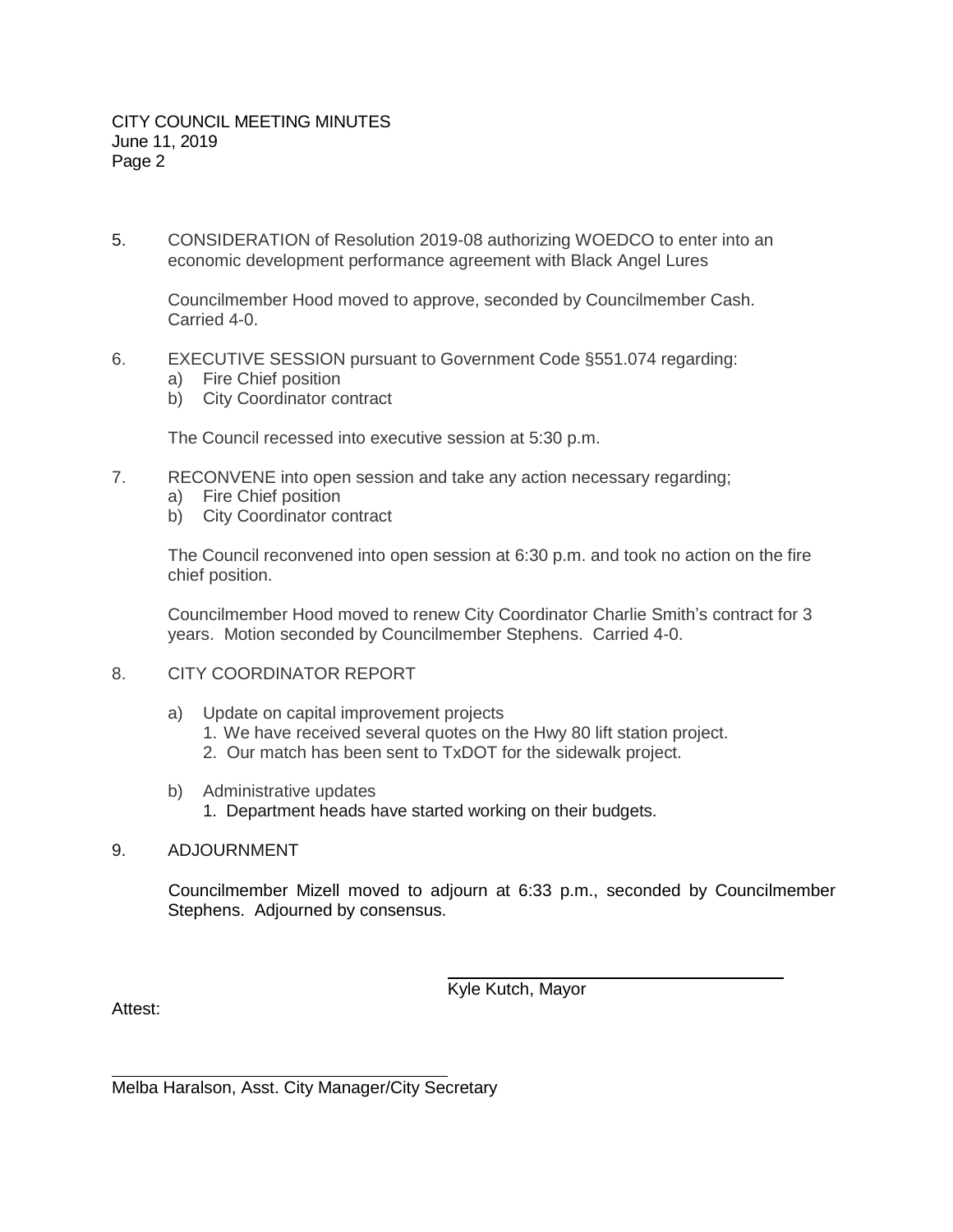5. CONSIDERATION of Resolution 2019-08 authorizing WOEDCO to enter into an economic development performance agreement with Black Angel Lures

   Councilmember Hood moved to approve, seconded by Councilmember Cash. Carried 4-0.

6. EXECUTIVE SESSION pursuant to Government Code §551.074 regarding:
   a) Fire Chief position
   b) City Coordinator contract

   The Council recessed into executive session at 5:30 p.m.

7. RECONVENE into open session and take any action necessary regarding;
   a) Fire Chief position
   b) City Coordinator contract

   The Council reconvened into open session at 6:30 p.m. and took no action on the fire chief position.

   Councilmember Hood moved to renew City Coordinator Charlie Smith's contract for 3 years. Motion seconded by Councilmember Stephens. Carried 4-0.

8. CITY COORDINATOR REPORT

   a) Update on capital improvement projects
      1. We have received several quotes on the Hwy 80 lift station project.
      2. Our match has been sent to TxDOT for the sidewalk project.

   b) Administrative updates
      1. Department heads have started working on their budgets.

9. ADJOURNMENT

   Councilmember Mizell moved to adjourn at 6:33 p.m., seconded by Councilmember Stephens. Adjourned by consensus.

Kyle Kutch, Mayor

Attest:

Melba Haralson, Asst. City Manager/City Secretary